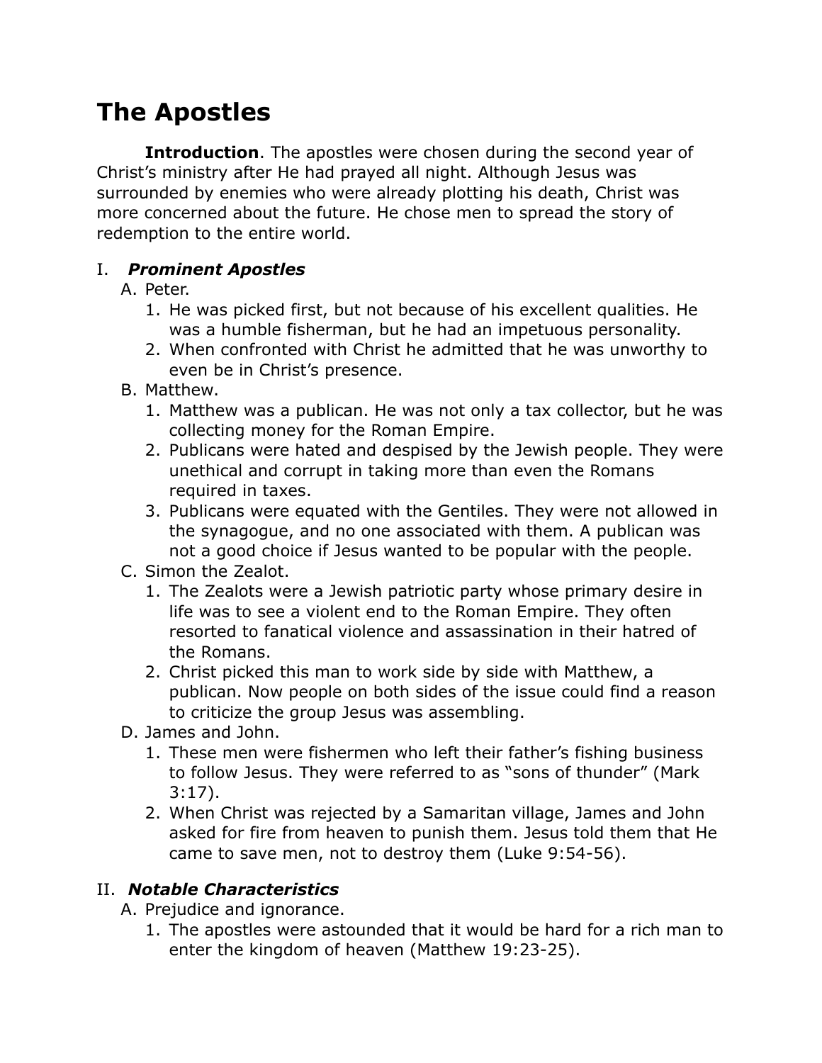# The Apostles

**Introduction**. The apostles were chosen during the second year of Christ's ministry after He had prayed all night. Although Jesus was surrounded by enemies who were already plotting his death, Christ was more concerned about the future. He chose men to spread the story of redemption to the entire world.

I. ***Prominent Apostles***

A. Peter.

1. He was picked first, but not because of his excellent qualities. He was a humble fisherman, but he had an impetuous personality.
2. When confronted with Christ he admitted that he was unworthy to even be in Christ's presence.

B. Matthew.

1. Matthew was a publican. He was not only a tax collector, but he was collecting money for the Roman Empire.
2. Publicans were hated and despised by the Jewish people. They were unethical and corrupt in taking more than even the Romans required in taxes.
3. Publicans were equated with the Gentiles. They were not allowed in the synagogue, and no one associated with them. A publican was not a good choice if Jesus wanted to be popular with the people.

C. Simon the Zealot.

1. The Zealots were a Jewish patriotic party whose primary desire in life was to see a violent end to the Roman Empire. They often resorted to fanatical violence and assassination in their hatred of the Romans.
2. Christ picked this man to work side by side with Matthew, a publican. Now people on both sides of the issue could find a reason to criticize the group Jesus was assembling.

D. James and John.

1. These men were fishermen who left their father's fishing business to follow Jesus. They were referred to as "sons of thunder" (Mark 3:17).
2. When Christ was rejected by a Samaritan village, James and John asked for fire from heaven to punish them. Jesus told them that He came to save men, not to destroy them (Luke 9:54-56).

II. ***Notable Characteristics***

A. Prejudice and ignorance.

1. The apostles were astounded that it would be hard for a rich man to enter the kingdom of heaven (Matthew 19:23-25).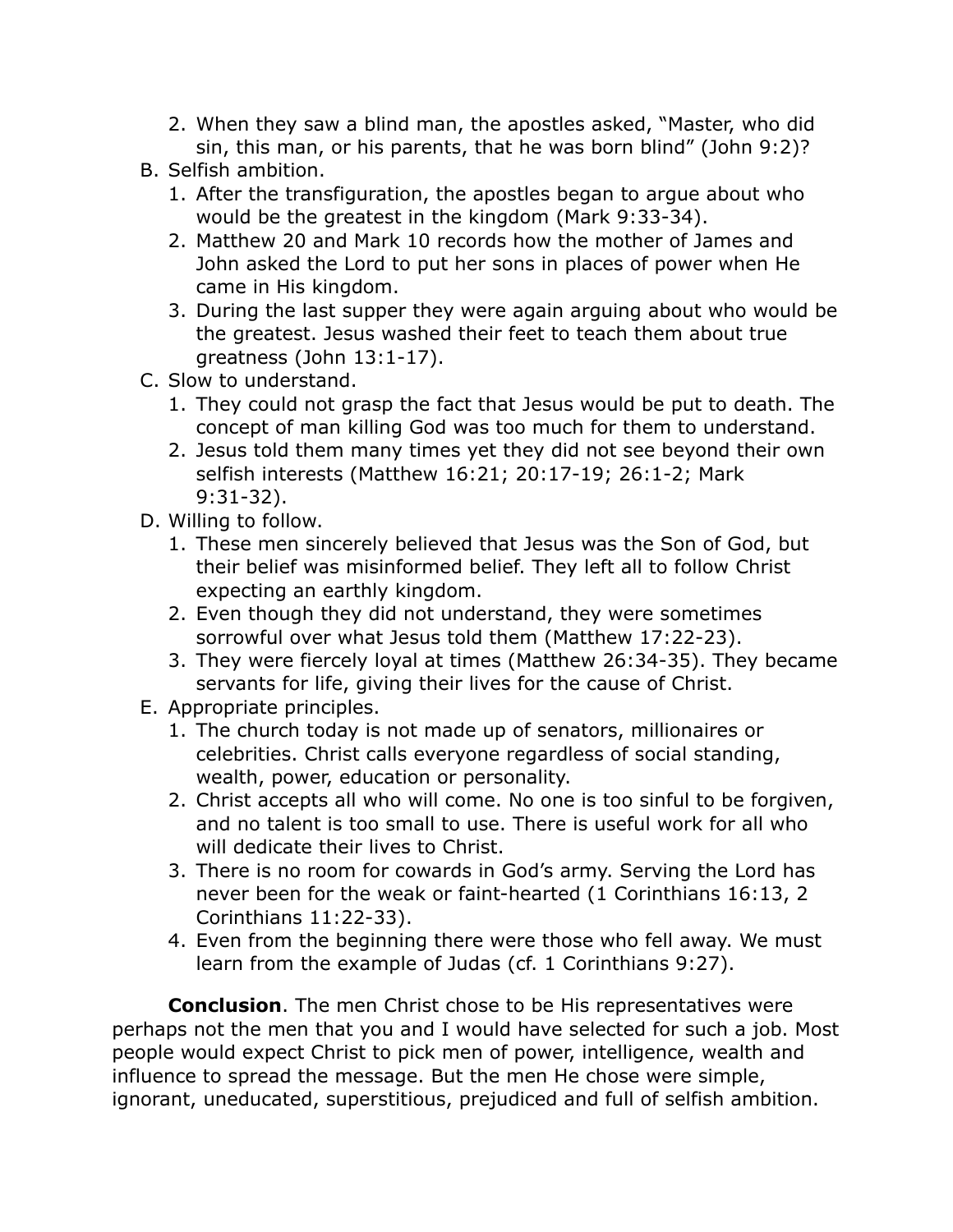2. When they saw a blind man, the apostles asked, “Master, who did sin, this man, or his parents, that he was born blind” (John 9:2)?

B. Selfish ambition.
   1. After the transfiguration, the apostles began to argue about who would be the greatest in the kingdom (Mark 9:33-34).
   2. Matthew 20 and Mark 10 records how the mother of James and John asked the Lord to put her sons in places of power when He came in His kingdom.
   3. During the last supper they were again arguing about who would be the greatest. Jesus washed their feet to teach them about true greatness (John 13:1-17).

C. Slow to understand.
   1. They could not grasp the fact that Jesus would be put to death. The concept of man killing God was too much for them to understand.
   2. Jesus told them many times yet they did not see beyond their own selfish interests (Matthew 16:21; 20:17-19; 26:1-2; Mark 9:31-32).

D. Willing to follow.
   1. These men sincerely believed that Jesus was the Son of God, but their belief was misinformed belief. They left all to follow Christ expecting an earthly kingdom.
   2. Even though they did not understand, they were sometimes sorrowful over what Jesus told them (Matthew 17:22-23).
   3. They were fiercely loyal at times (Matthew 26:34-35). They became servants for life, giving their lives for the cause of Christ.

E. Appropriate principles.
   1. The church today is not made up of senators, millionaires or celebrities. Christ calls everyone regardless of social standing, wealth, power, education or personality.
   2. Christ accepts all who will come. No one is too sinful to be forgiven, and no talent is too small to use. There is useful work for all who will dedicate their lives to Christ.
   3. There is no room for cowards in God’s army. Serving the Lord has never been for the weak or faint-hearted (1 Corinthians 16:13, 2 Corinthians 11:22-33).
   4. Even from the beginning there were those who fell away. We must learn from the example of Judas (cf. 1 Corinthians 9:27).

**Conclusion**. The men Christ chose to be His representatives were perhaps not the men that you and I would have selected for such a job. Most people would expect Christ to pick men of power, intelligence, wealth and influence to spread the message. But the men He chose were simple, ignorant, uneducated, superstitious, prejudiced and full of selfish ambition.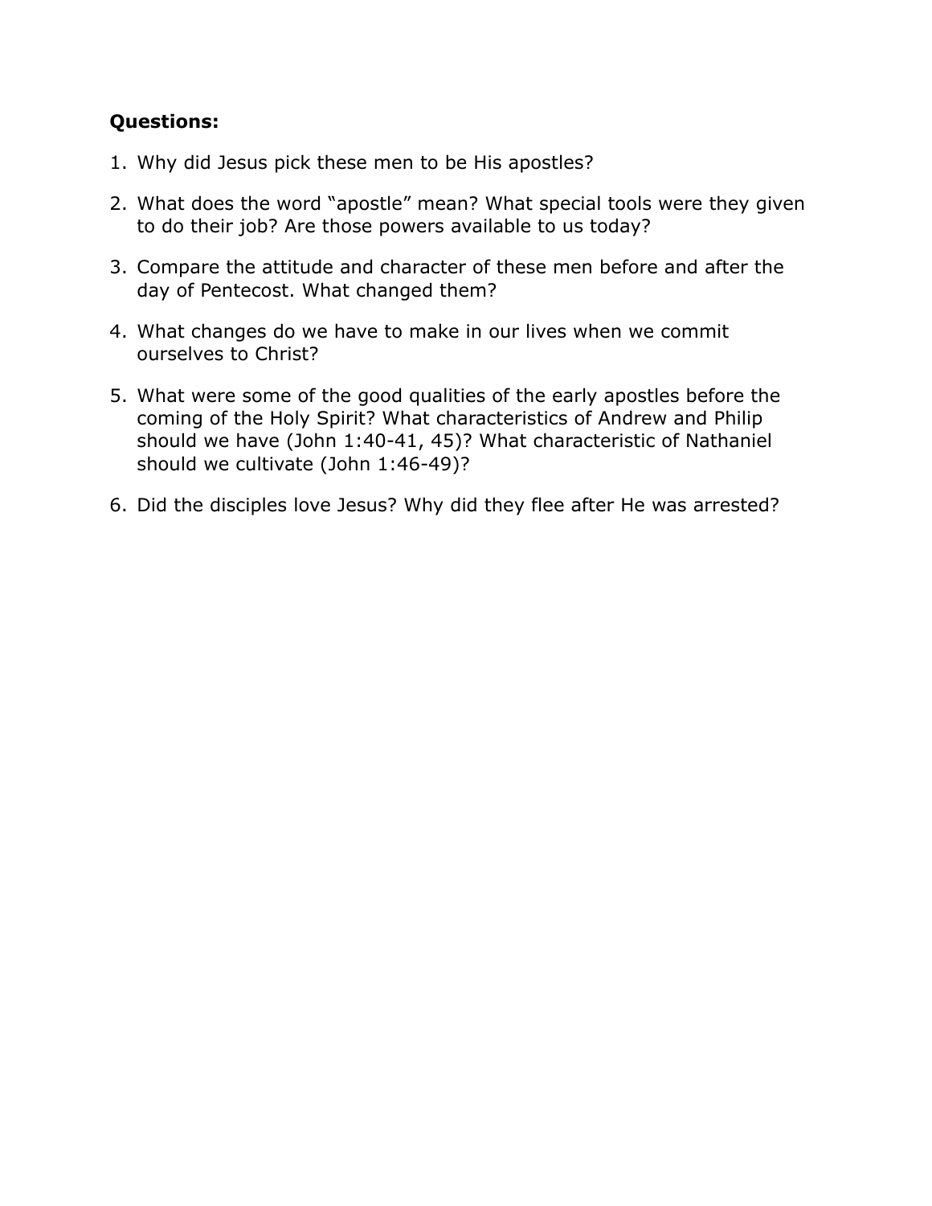**Questions:**

1. Why did Jesus pick these men to be His apostles?
2. What does the word “apostle” mean? What special tools were they given to do their job? Are those powers available to us today?
3. Compare the attitude and character of these men before and after the day of Pentecost. What changed them?
4. What changes do we have to make in our lives when we commit ourselves to Christ?
5. What were some of the good qualities of the early apostles before the coming of the Holy Spirit? What characteristics of Andrew and Philip should we have (John 1:40-41, 45)? What characteristic of Nathaniel should we cultivate (John 1:46-49)?
6. Did the disciples love Jesus? Why did they flee after He was arrested?